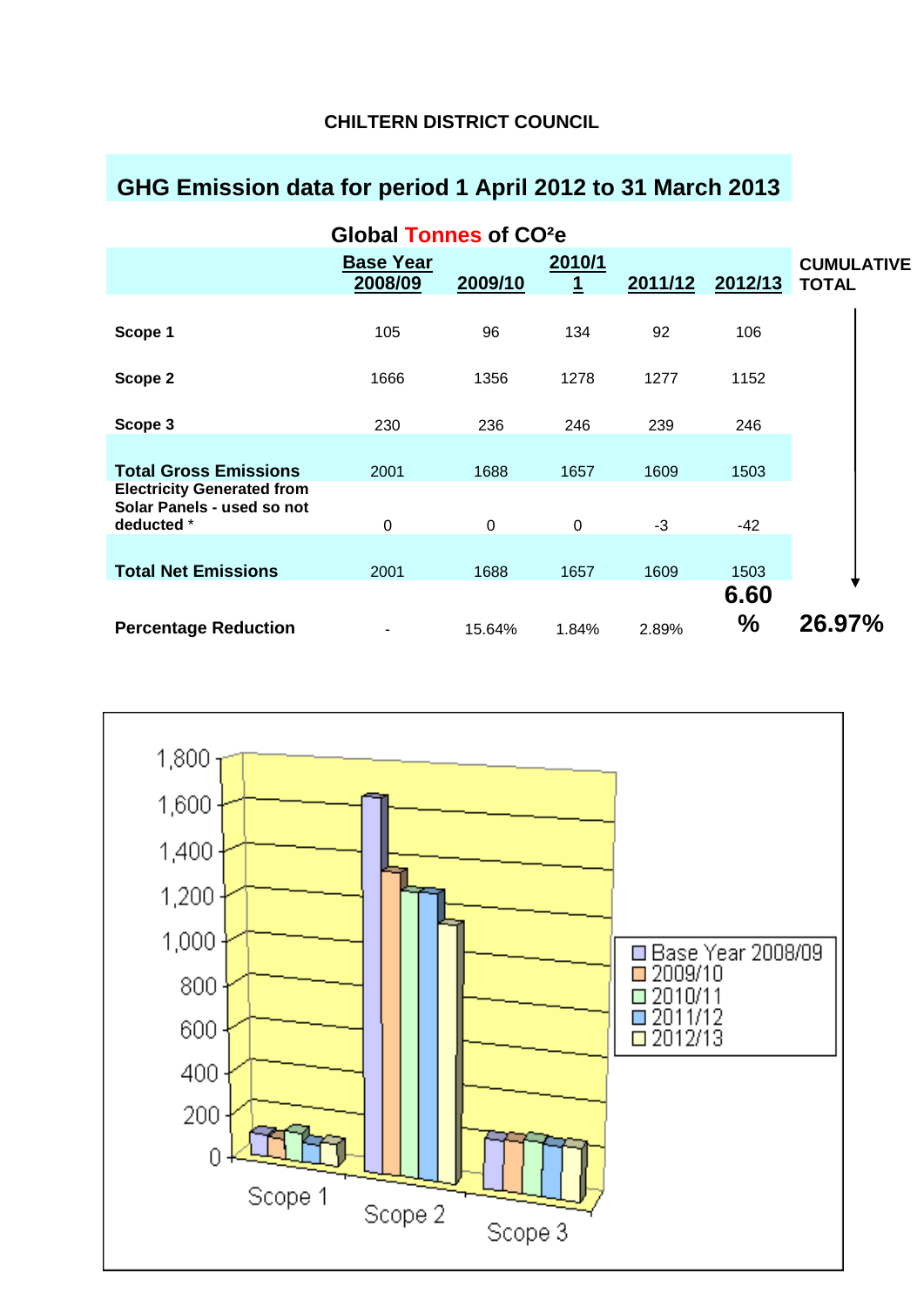**CHILTERN DISTRICT COUNCIL**

## GHG Emission data for period 1 April 2012 to 31 March 2013

### Global Tonnes of $CO^2e$

| | Base Year 2008/09 | 2009/10 | 2010/11 | 2011/12 | 2012/13 | CUMULATIVE TOTAL |
|---|---|---|---|---|---|---|
| **Scope 1** | 105 | 96 | 134 | 92 | 106 | |
| **Scope 2** | 1666 | 1356 | 1278 | 1277 | 1152 | |
| **Scope 3** | 230 | 236 | 246 | 239 | 246 | |
| **Total Gross Emissions** | 2001 | 1688 | 1657 | 1609 | 1503 | |
| **Electricity Generated from Solar Panels - used so not deducted** * | 0 | 0 | 0 | -3 | -42 | |
| **Total Net Emissions** | 2001 | 1688 | 1657 | 1609 | 1503 | |
| **Percentage Reduction** | - | 15.64% | 1.84% | 2.89% | **6.60 %** | **26.97%** |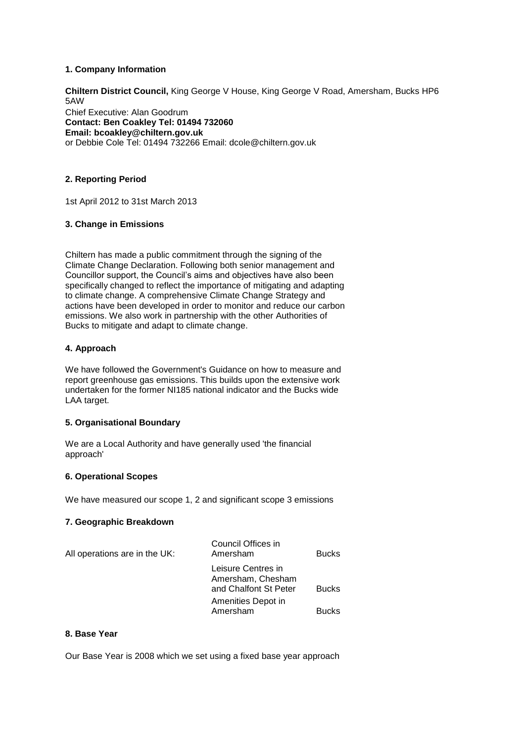### 1. Company Information

**Chiltern District Council,** King George V House, King George V Road, Amersham, Bucks HP6 5AW
Chief Executive: Alan Goodrum
**Contact: Ben Coakley Tel: 01494 732060**
**Email: bcoakley@chiltern.gov.uk**
or Debbie Cole Tel: 01494 732266 Email: dcole@chiltern.gov.uk

### 2. Reporting Period

1st April 2012 to 31st March 2013

### 3. Change in Emissions

Chiltern has made a public commitment through the signing of the Climate Change Declaration. Following both senior management and Councillor support, the Council's aims and objectives have also been specifically changed to reflect the importance of mitigating and adapting to climate change. A comprehensive Climate Change Strategy and actions have been developed in order to monitor and reduce our carbon emissions. We also work in partnership with the other Authorities of Bucks to mitigate and adapt to climate change.

### 4. Approach

We have followed the Government's Guidance on how to measure and report greenhouse gas emissions. This builds upon the extensive work undertaken for the former NI185 national indicator and the Bucks wide LAA target.

### 5. Organisational Boundary

We are a Local Authority and have generally used 'the financial approach'

### 6. Operational Scopes

We have measured our scope 1, 2 and significant scope 3 emissions

### 7. Geographic Breakdown

| | | |
|---|---|---|
| All operations are in the UK: | Council Offices in Amersham | Bucks |
| | Leisure Centres in Amersham, Chesham and Chalfont St Peter | Bucks |
| | Amenities Depot in Amersham | Bucks |

### 8. Base Year

Our Base Year is 2008 which we set using a fixed base year approach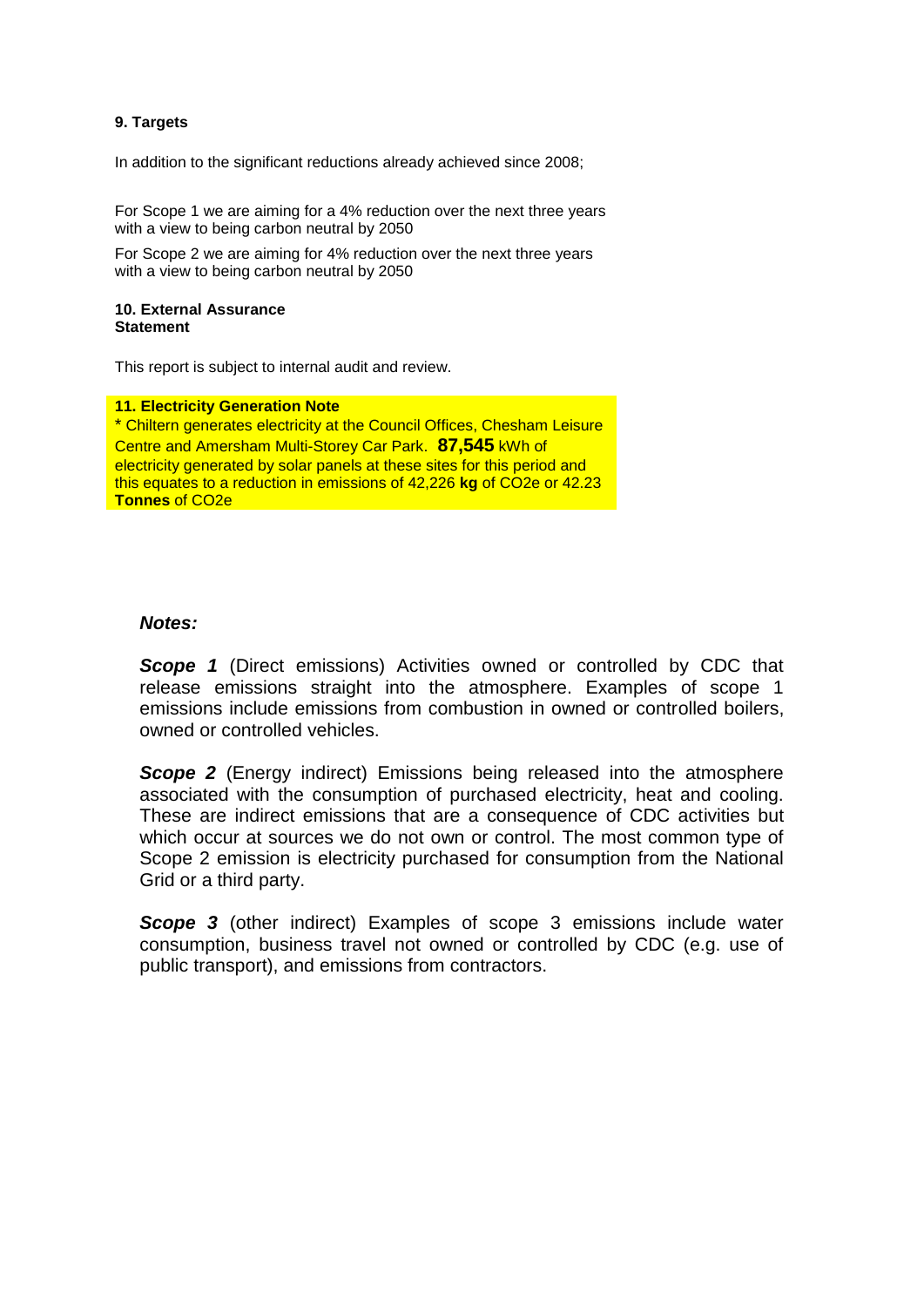**9. Targets**

In addition to the significant reductions already achieved since 2008;

For Scope 1 we are aiming for a 4% reduction over the next three years with a view to being carbon neutral by 2050

For Scope 2 we are aiming for 4% reduction over the next three years with a view to being carbon neutral by 2050

**10. External Assurance Statement**

This report is subject to internal audit and review.

**11. Electricity Generation Note**

* Chiltern generates electricity at the Council Offices, Chesham Leisure Centre and Amersham Multi-Storey Car Park. **87,545** kWh of electricity generated by solar panels at these sites for this period and this equates to a reduction in emissions of 42,226 **kg** of CO2e or 42.23 **Tonnes** of CO2e

***Notes:***

***Scope 1*** (Direct emissions) Activities owned or controlled by CDC that release emissions straight into the atmosphere. Examples of scope 1 emissions include emissions from combustion in owned or controlled boilers, owned or controlled vehicles.

***Scope 2*** (Energy indirect) Emissions being released into the atmosphere associated with the consumption of purchased electricity, heat and cooling. These are indirect emissions that are a consequence of CDC activities but which occur at sources we do not own or control. The most common type of Scope 2 emission is electricity purchased for consumption from the National Grid or a third party.

***Scope 3*** (other indirect) Examples of scope 3 emissions include water consumption, business travel not owned or controlled by CDC (e.g. use of public transport), and emissions from contractors.